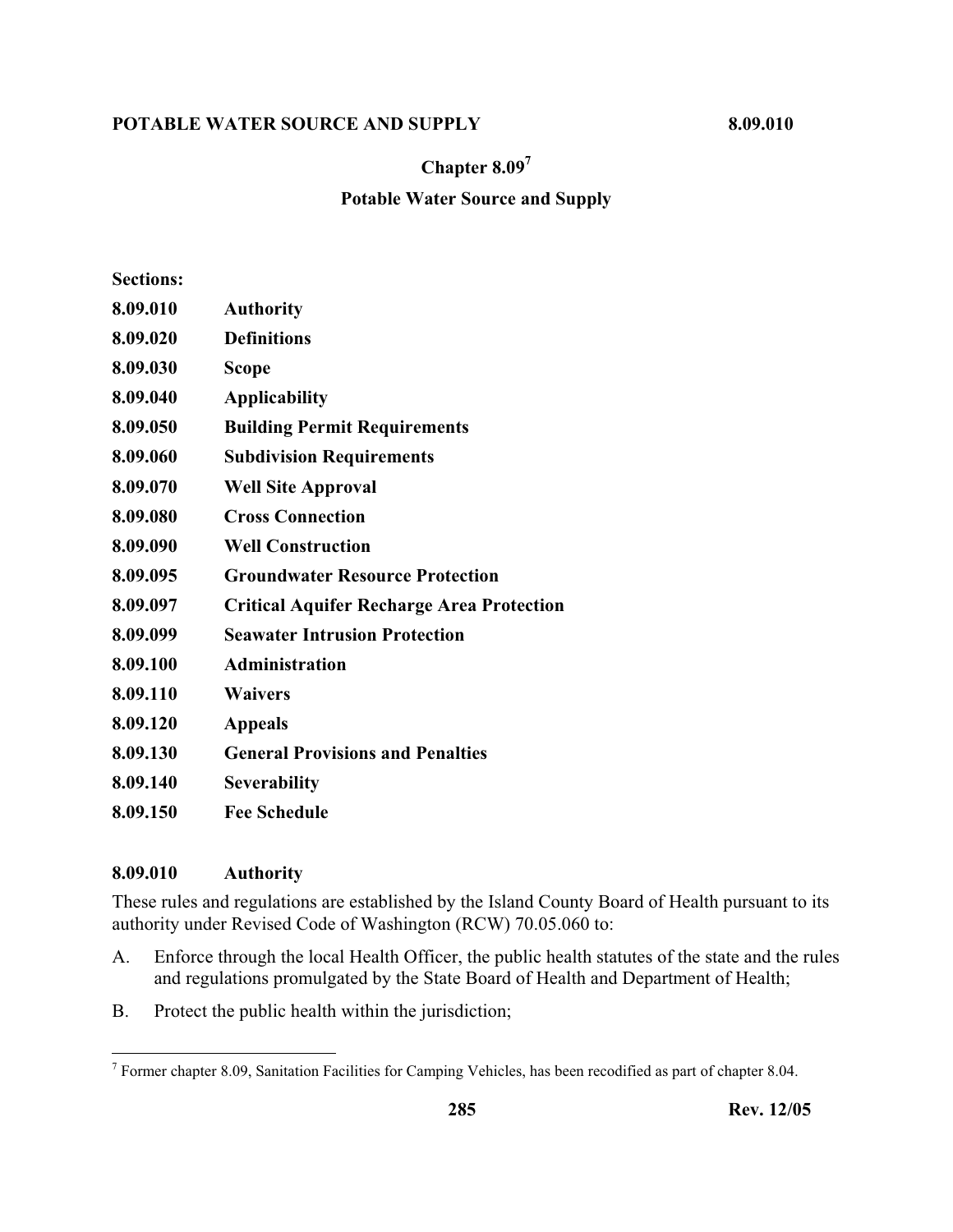# Chapter 8.09[7]

## Potable Water Source and Supply

**Sections:**

| | |
|---|---|
| **8.09.010** | **Authority** |
| **8.09.020** | **Definitions** |
| **8.09.030** | **Scope** |
| **8.09.040** | **Applicability** |
| **8.09.050** | **Building Permit Requirements** |
| **8.09.060** | **Subdivision Requirements** |
| **8.09.070** | **Well Site Approval** |
| **8.09.080** | **Cross Connection** |
| **8.09.090** | **Well Construction** |
| **8.09.095** | **Groundwater Resource Protection** |
| **8.09.097** | **Critical Aquifer Recharge Area Protection** |
| **8.09.099** | **Seawater Intrusion Protection** |
| **8.09.100** | **Administration** |
| **8.09.110** | **Waivers** |
| **8.09.120** | **Appeals** |
| **8.09.130** | **General Provisions and Penalties** |
| **8.09.140** | **Severability** |
| **8.09.150** | **Fee Schedule** |

### 8.09.010 Authority

These rules and regulations are established by the Island County Board of Health pursuant to its authority under Revised Code of Washington (RCW) 70.05.060 to:

A. Enforce through the local Health Officer, the public health statutes of the state and the rules and regulations promulgated by the State Board of Health and Department of Health;

B. Protect the public health within the jurisdiction;

---

[7] Former chapter 8.09, Sanitation Facilities for Camping Vehicles, has been recodified as part of chapter 8.04.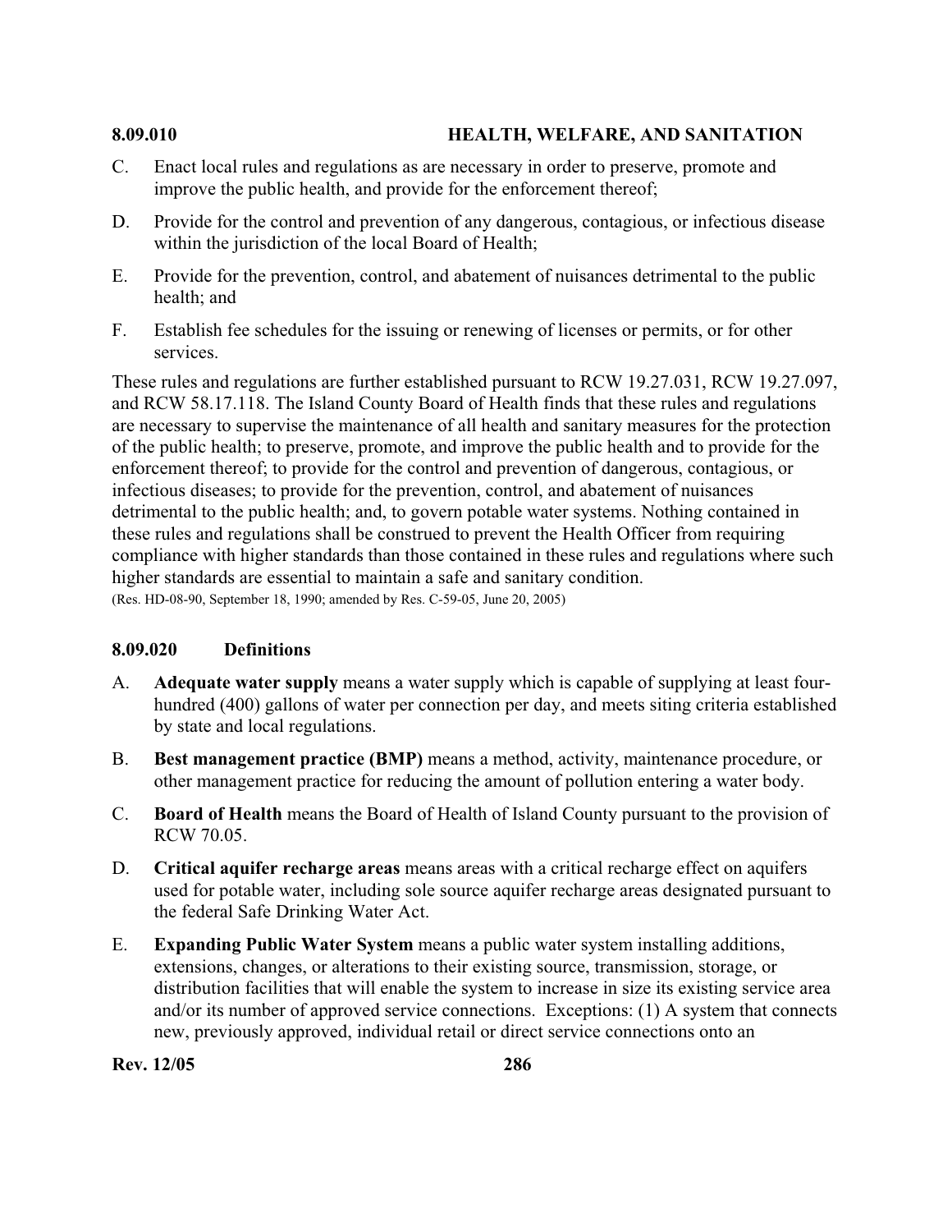C. Enact local rules and regulations as are necessary in order to preserve, promote and improve the public health, and provide for the enforcement thereof;

D. Provide for the control and prevention of any dangerous, contagious, or infectious disease within the jurisdiction of the local Board of Health;

E. Provide for the prevention, control, and abatement of nuisances detrimental to the public health; and

F. Establish fee schedules for the issuing or renewing of licenses or permits, or for other services.

These rules and regulations are further established pursuant to RCW 19.27.031, RCW 19.27.097, and RCW 58.17.118. The Island County Board of Health finds that these rules and regulations are necessary to supervise the maintenance of all health and sanitary measures for the protection of the public health; to preserve, promote, and improve the public health and to provide for the enforcement thereof; to provide for the control and prevention of dangerous, contagious, or infectious diseases; to provide for the prevention, control, and abatement of nuisances detrimental to the public health; and, to govern potable water systems. Nothing contained in these rules and regulations shall be construed to prevent the Health Officer from requiring compliance with higher standards than those contained in these rules and regulations where such higher standards are essential to maintain a safe and sanitary condition.
(Res. HD-08-90, September 18, 1990; amended by Res. C-59-05, June 20, 2005)

### 8.09.020 Definitions

A. **Adequate water supply** means a water supply which is capable of supplying at least four-hundred (400) gallons of water per connection per day, and meets siting criteria established by state and local regulations.

B. **Best management practice (BMP)** means a method, activity, maintenance procedure, or other management practice for reducing the amount of pollution entering a water body.

C. **Board of Health** means the Board of Health of Island County pursuant to the provision of RCW 70.05.

D. **Critical aquifer recharge areas** means areas with a critical recharge effect on aquifers used for potable water, including sole source aquifer recharge areas designated pursuant to the federal Safe Drinking Water Act.

E. **Expanding Public Water System** means a public water system installing additions, extensions, changes, or alterations to their existing source, transmission, storage, or distribution facilities that will enable the system to increase in size its existing service area and/or its number of approved service connections. Exceptions: (1) A system that connects new, previously approved, individual retail or direct service connections onto an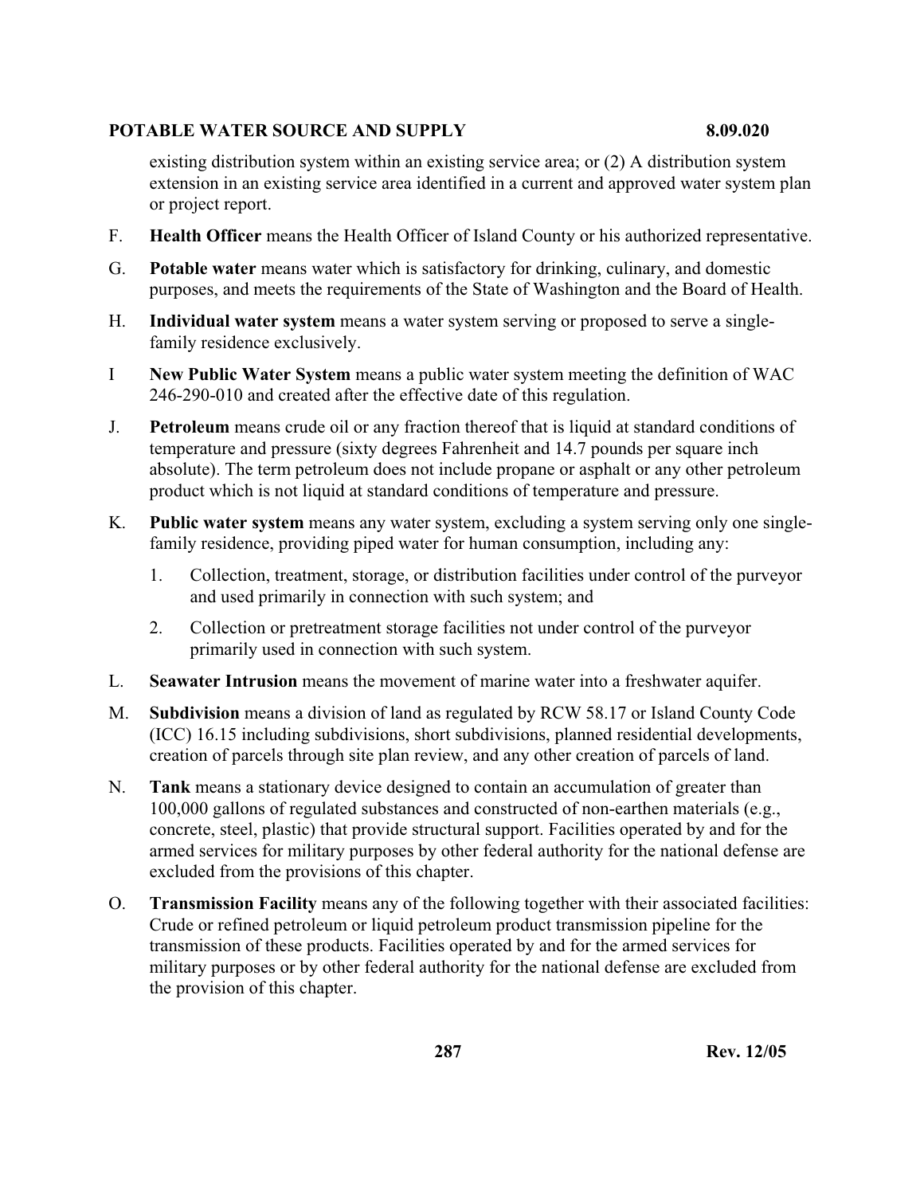existing distribution system within an existing service area; or (2) A distribution system extension in an existing service area identified in a current and approved water system plan or project report.

F. **Health Officer** means the Health Officer of Island County or his authorized representative.

G. **Potable water** means water which is satisfactory for drinking, culinary, and domestic purposes, and meets the requirements of the State of Washington and the Board of Health.

H. **Individual water system** means a water system serving or proposed to serve a single-family residence exclusively.

I **New Public Water System** means a public water system meeting the definition of WAC 246-290-010 and created after the effective date of this regulation.

J. **Petroleum** means crude oil or any fraction thereof that is liquid at standard conditions of temperature and pressure (sixty degrees Fahrenheit and 14.7 pounds per square inch absolute). The term petroleum does not include propane or asphalt or any other petroleum product which is not liquid at standard conditions of temperature and pressure.

K. **Public water system** means any water system, excluding a system serving only one single-family residence, providing piped water for human consumption, including any:

   1. Collection, treatment, storage, or distribution facilities under control of the purveyor and used primarily in connection with such system; and

   2. Collection or pretreatment storage facilities not under control of the purveyor primarily used in connection with such system.

L. **Seawater Intrusion** means the movement of marine water into a freshwater aquifer.

M. **Subdivision** means a division of land as regulated by RCW 58.17 or Island County Code (ICC) 16.15 including subdivisions, short subdivisions, planned residential developments, creation of parcels through site plan review, and any other creation of parcels of land.

N. **Tank** means a stationary device designed to contain an accumulation of greater than 100,000 gallons of regulated substances and constructed of non-earthen materials (e.g., concrete, steel, plastic) that provide structural support. Facilities operated by and for the armed services for military purposes by other federal authority for the national defense are excluded from the provisions of this chapter.

O. **Transmission Facility** means any of the following together with their associated facilities: Crude or refined petroleum or liquid petroleum product transmission pipeline for the transmission of these products. Facilities operated by and for the armed services for military purposes or by other federal authority for the national defense are excluded from the provision of this chapter.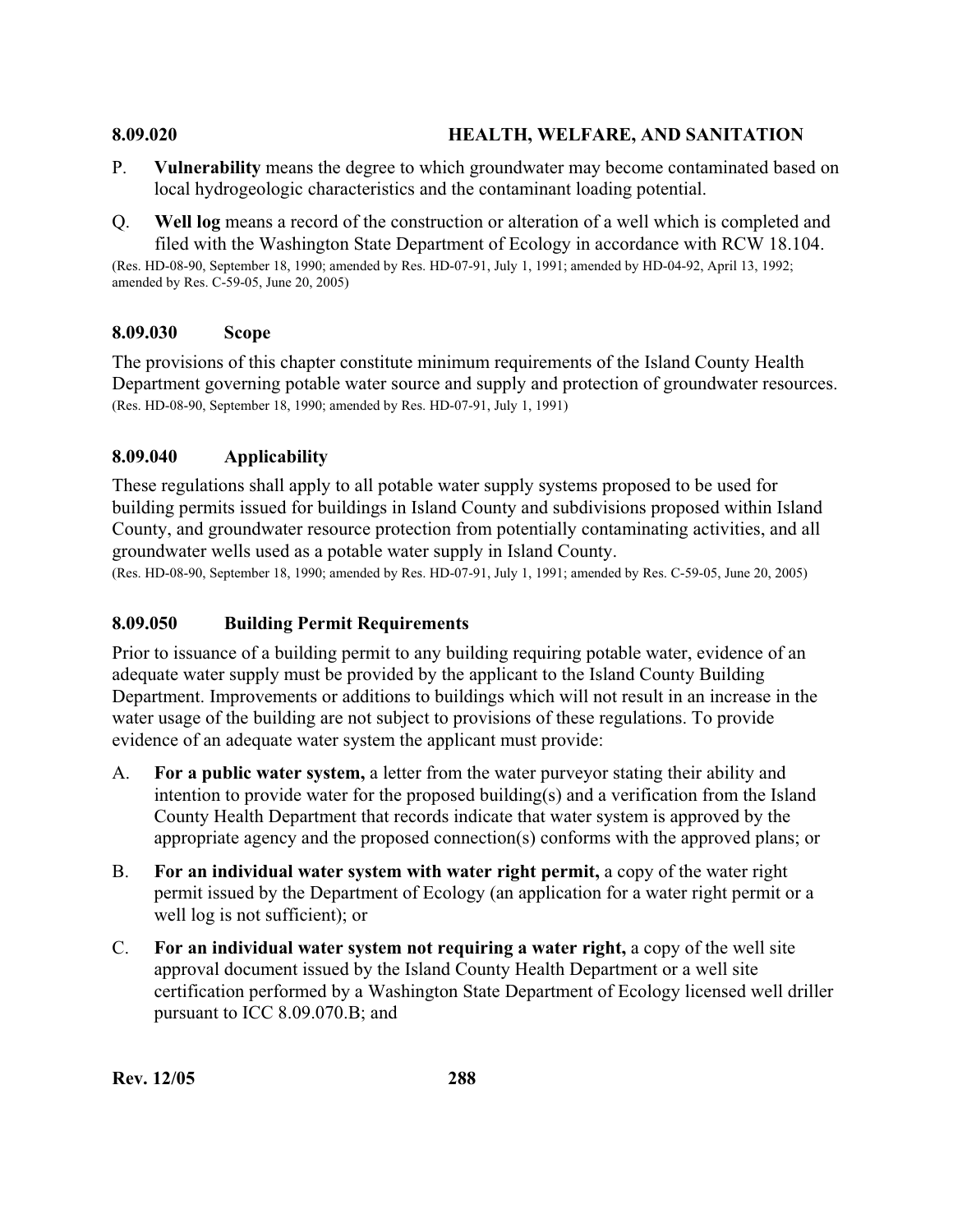P. **Vulnerability** means the degree to which groundwater may become contaminated based on local hydrogeologic characteristics and the contaminant loading potential.

Q. **Well log** means a record of the construction or alteration of a well which is completed and filed with the Washington State Department of Ecology in accordance with RCW 18.104.

(Res. HD-08-90, September 18, 1990; amended by Res. HD-07-91, July 1, 1991; amended by HD-04-92, April 13, 1992; amended by Res. C-59-05, June 20, 2005)

### 8.09.030 Scope

The provisions of this chapter constitute minimum requirements of the Island County Health Department governing potable water source and supply and protection of groundwater resources.

(Res. HD-08-90, September 18, 1990; amended by Res. HD-07-91, July 1, 1991)

### 8.09.040 Applicability

These regulations shall apply to all potable water supply systems proposed to be used for building permits issued for buildings in Island County and subdivisions proposed within Island County, and groundwater resource protection from potentially contaminating activities, and all groundwater wells used as a potable water supply in Island County.

(Res. HD-08-90, September 18, 1990; amended by Res. HD-07-91, July 1, 1991; amended by Res. C-59-05, June 20, 2005)

### 8.09.050 Building Permit Requirements

Prior to issuance of a building permit to any building requiring potable water, evidence of an adequate water supply must be provided by the applicant to the Island County Building Department. Improvements or additions to buildings which will not result in an increase in the water usage of the building are not subject to provisions of these regulations. To provide evidence of an adequate water system the applicant must provide:

A. **For a public water system,** a letter from the water purveyor stating their ability and intention to provide water for the proposed building(s) and a verification from the Island County Health Department that records indicate that water system is approved by the appropriate agency and the proposed connection(s) conforms with the approved plans; or

B. **For an individual water system with water right permit,** a copy of the water right permit issued by the Department of Ecology (an application for a water right permit or a well log is not sufficient); or

C. **For an individual water system not requiring a water right,** a copy of the well site approval document issued by the Island County Health Department or a well site certification performed by a Washington State Department of Ecology licensed well driller pursuant to ICC 8.09.070.B; and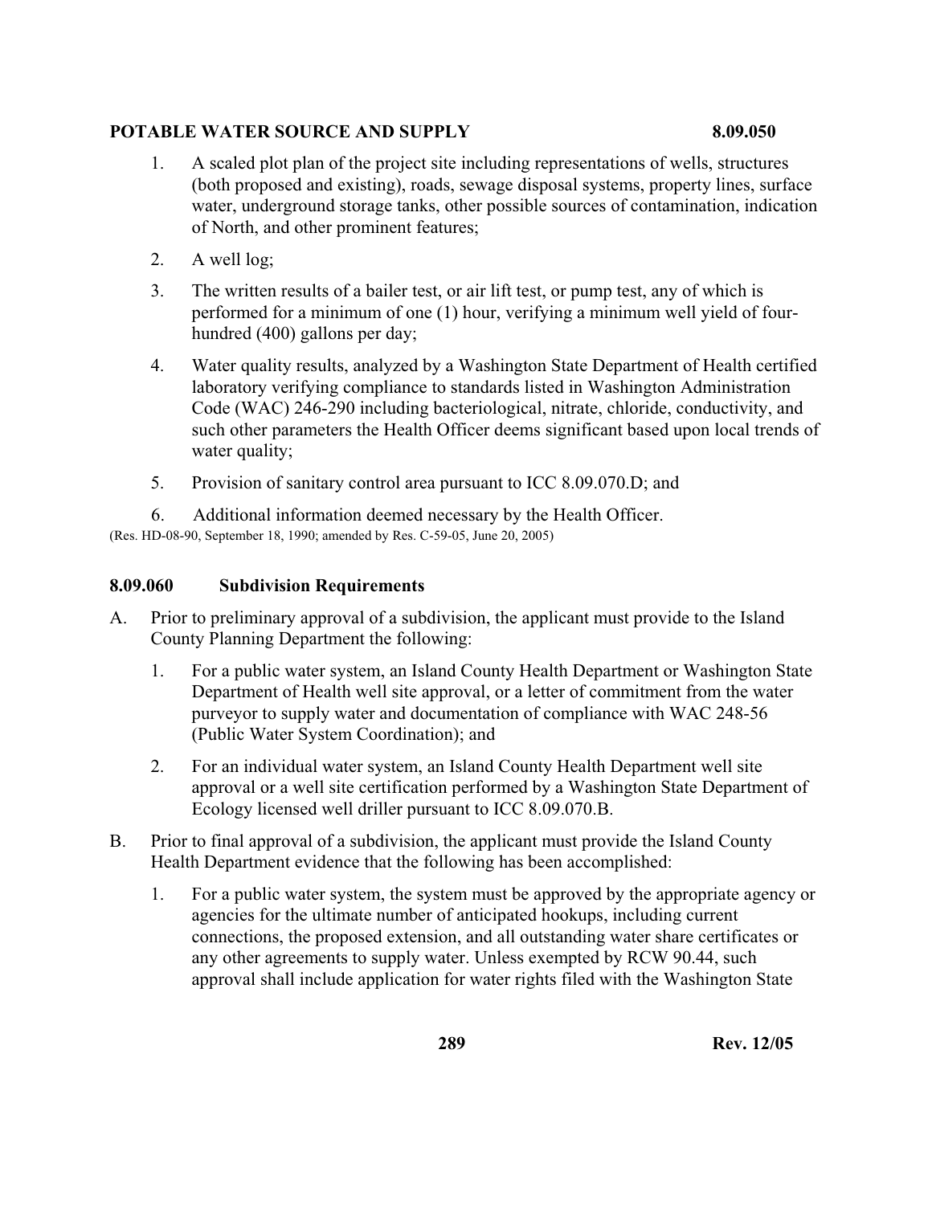1. A scaled plot plan of the project site including representations of wells, structures (both proposed and existing), roads, sewage disposal systems, property lines, surface water, underground storage tanks, other possible sources of contamination, indication of North, and other prominent features;

2. A well log;

3. The written results of a bailer test, or air lift test, or pump test, any of which is performed for a minimum of one (1) hour, verifying a minimum well yield of four-hundred (400) gallons per day;

4. Water quality results, analyzed by a Washington State Department of Health certified laboratory verifying compliance to standards listed in Washington Administration Code (WAC) 246-290 including bacteriological, nitrate, chloride, conductivity, and such other parameters the Health Officer deems significant based upon local trends of water quality;

5. Provision of sanitary control area pursuant to ICC 8.09.070.D; and

6. Additional information deemed necessary by the Health Officer.

(Res. HD-08-90, September 18, 1990; amended by Res. C-59-05, June 20, 2005)

## 8.09.060 Subdivision Requirements

A. Prior to preliminary approval of a subdivision, the applicant must provide to the Island County Planning Department the following:

 1. For a public water system, an Island County Health Department or Washington State Department of Health well site approval, or a letter of commitment from the water purveyor to supply water and documentation of compliance with WAC 248-56 (Public Water System Coordination); and

 2. For an individual water system, an Island County Health Department well site approval or a well site certification performed by a Washington State Department of Ecology licensed well driller pursuant to ICC 8.09.070.B.

B. Prior to final approval of a subdivision, the applicant must provide the Island County Health Department evidence that the following has been accomplished:

 1. For a public water system, the system must be approved by the appropriate agency or agencies for the ultimate number of anticipated hookups, including current connections, the proposed extension, and all outstanding water share certificates or any other agreements to supply water. Unless exempted by RCW 90.44, such approval shall include application for water rights filed with the Washington State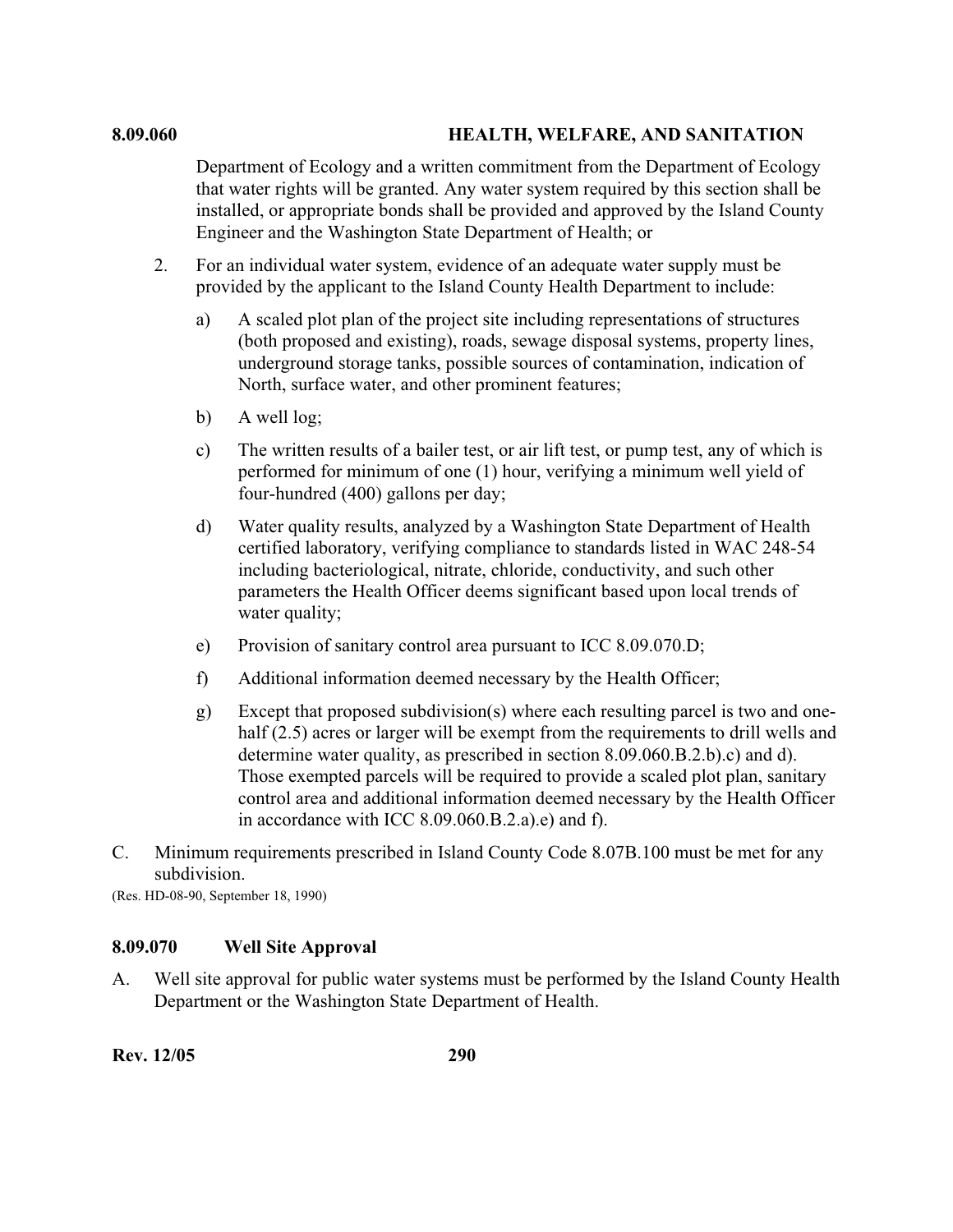Department of Ecology and a written commitment from the Department of Ecology that water rights will be granted. Any water system required by this section shall be installed, or appropriate bonds shall be provided and approved by the Island County Engineer and the Washington State Department of Health; or

2. For an individual water system, evidence of an adequate water supply must be provided by the applicant to the Island County Health Department to include:

   a) A scaled plot plan of the project site including representations of structures (both proposed and existing), roads, sewage disposal systems, property lines, underground storage tanks, possible sources of contamination, indication of North, surface water, and other prominent features;

   b) A well log;

   c) The written results of a bailer test, or air lift test, or pump test, any of which is performed for minimum of one (1) hour, verifying a minimum well yield of four-hundred (400) gallons per day;

   d) Water quality results, analyzed by a Washington State Department of Health certified laboratory, verifying compliance to standards listed in WAC 248-54 including bacteriological, nitrate, chloride, conductivity, and such other parameters the Health Officer deems significant based upon local trends of water quality;

   e) Provision of sanitary control area pursuant to ICC 8.09.070.D;

   f) Additional information deemed necessary by the Health Officer;

   g) Except that proposed subdivision(s) where each resulting parcel is two and one-half (2.5) acres or larger will be exempt from the requirements to drill wells and determine water quality, as prescribed in section 8.09.060.B.2.b).c) and d). Those exempted parcels will be required to provide a scaled plot plan, sanitary control area and additional information deemed necessary by the Health Officer in accordance with ICC 8.09.060.B.2.a).e) and f).

C. Minimum requirements prescribed in Island County Code 8.07B.100 must be met for any subdivision.

(Res. HD-08-90, September 18, 1990)

## 8.09.070 Well Site Approval

A. Well site approval for public water systems must be performed by the Island County Health Department or the Washington State Department of Health.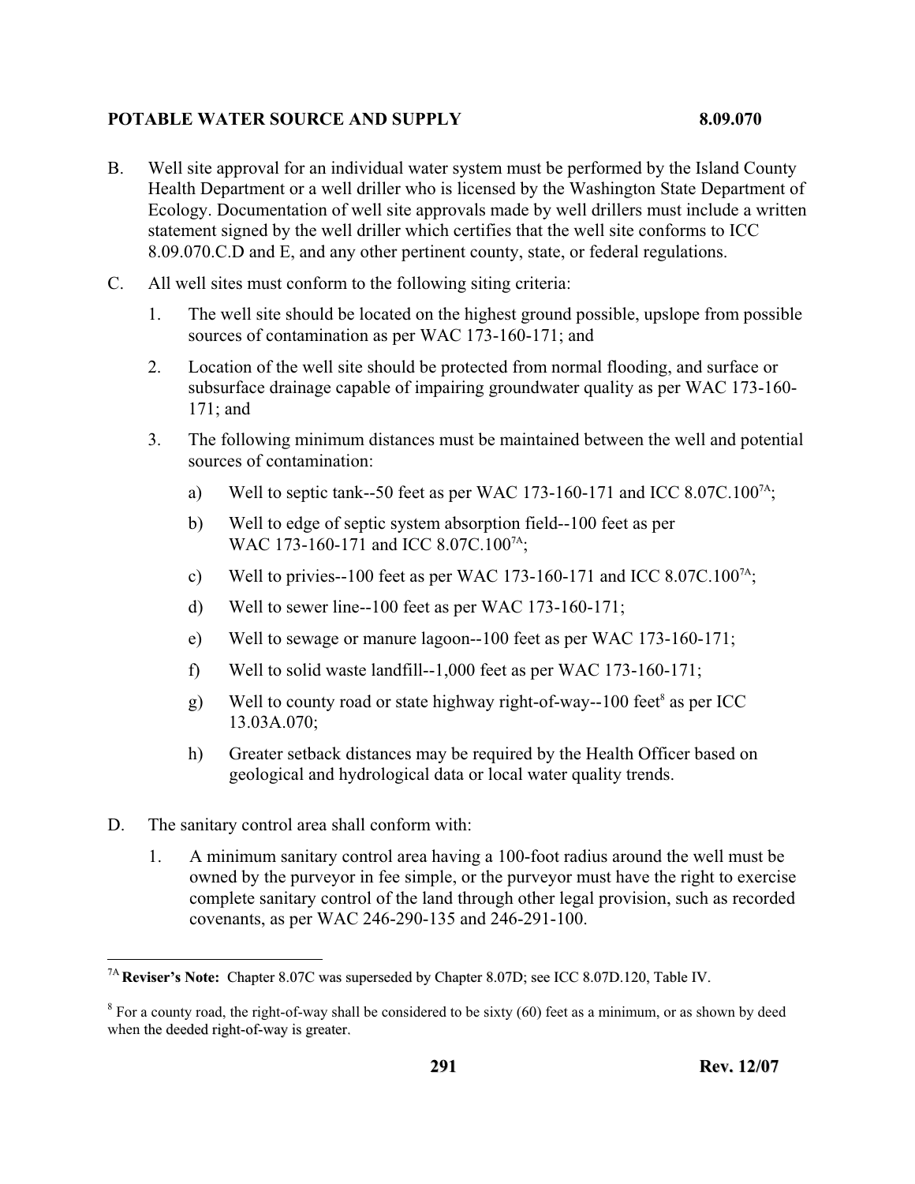B. Well site approval for an individual water system must be performed by the Island County Health Department or a well driller who is licensed by the Washington State Department of Ecology. Documentation of well site approvals made by well drillers must include a written statement signed by the well driller which certifies that the well site conforms to ICC 8.09.070.C.D and E, and any other pertinent county, state, or federal regulations.

C. All well sites must conform to the following siting criteria:

1. The well site should be located on the highest ground possible, upslope from possible sources of contamination as per WAC 173-160-171; and

2. Location of the well site should be protected from normal flooding, and surface or subsurface drainage capable of impairing groundwater quality as per WAC 173-160-171; and

3. The following minimum distances must be maintained between the well and potential sources of contamination:

   a) Well to septic tank--50 feet as per WAC 173-160-171 and ICC 8.07C.100[7A];

   b) Well to edge of septic system absorption field--100 feet as per WAC 173-160-171 and ICC 8.07C.100[7A];

   c) Well to privies--100 feet as per WAC 173-160-171 and ICC 8.07C.100[7A];

   d) Well to sewer line--100 feet as per WAC 173-160-171;

   e) Well to sewage or manure lagoon--100 feet as per WAC 173-160-171;

   f) Well to solid waste landfill--1,000 feet as per WAC 173-160-171;

   g) Well to county road or state highway right-of-way--100 feet[8] as per ICC 13.03A.070;

   h) Greater setback distances may be required by the Health Officer based on geological and hydrological data or local water quality trends.

D. The sanitary control area shall conform with:

1. A minimum sanitary control area having a 100-foot radius around the well must be owned by the purveyor in fee simple, or the purveyor must have the right to exercise complete sanitary control of the land through other legal provision, such as recorded covenants, as per WAC 246-290-135 and 246-291-100.

---

[7A] **Reviser's Note:** Chapter 8.07C was superseded by Chapter 8.07D; see ICC 8.07D.120, Table IV.

[8] For a county road, the right-of-way shall be considered to be sixty (60) feet as a minimum, or as shown by deed when the deeded right-of-way is greater.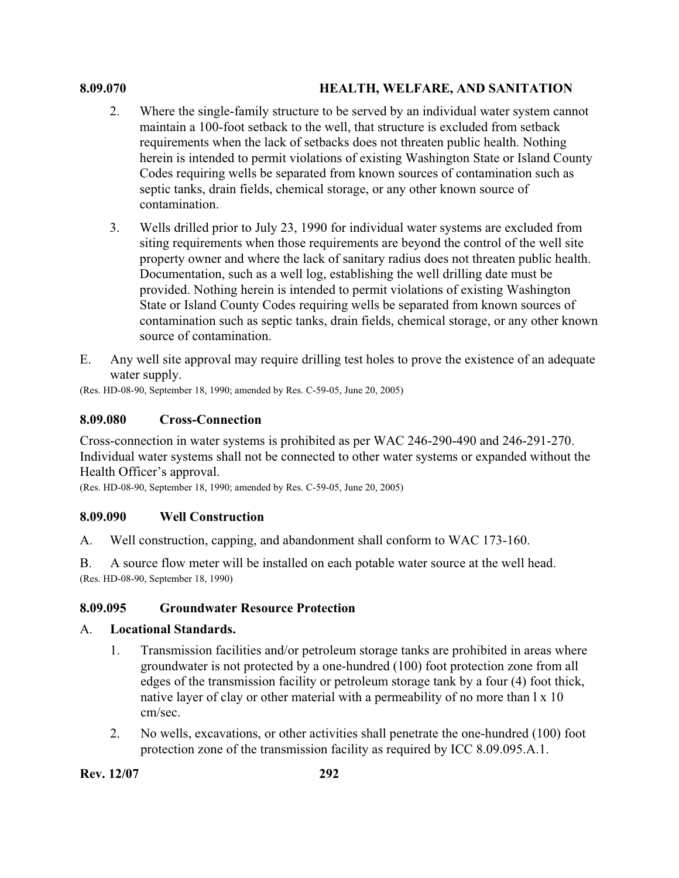2. Where the single-family structure to be served by an individual water system cannot maintain a 100-foot setback to the well, that structure is excluded from setback requirements when the lack of setbacks does not threaten public health. Nothing herein is intended to permit violations of existing Washington State or Island County Codes requiring wells be separated from known sources of contamination such as septic tanks, drain fields, chemical storage, or any other known source of contamination.

3. Wells drilled prior to July 23, 1990 for individual water systems are excluded from siting requirements when those requirements are beyond the control of the well site property owner and where the lack of sanitary radius does not threaten public health. Documentation, such as a well log, establishing the well drilling date must be provided. Nothing herein is intended to permit violations of existing Washington State or Island County Codes requiring wells be separated from known sources of contamination such as septic tanks, drain fields, chemical storage, or any other known source of contamination.

E. Any well site approval may require drilling test holes to prove the existence of an adequate water supply.

(Res. HD-08-90, September 18, 1990; amended by Res. C-59-05, June 20, 2005)

### 8.09.080 Cross-Connection

Cross-connection in water systems is prohibited as per WAC 246-290-490 and 246-291-270. Individual water systems shall not be connected to other water systems or expanded without the Health Officer's approval.

(Res. HD-08-90, September 18, 1990; amended by Res. C-59-05, June 20, 2005)

### 8.09.090 Well Construction

A. Well construction, capping, and abandonment shall conform to WAC 173-160.

B. A source flow meter will be installed on each potable water source at the well head.

(Res. HD-08-90, September 18, 1990)

### 8.09.095 Groundwater Resource Protection

A. **Locational Standards.**

1. Transmission facilities and/or petroleum storage tanks are prohibited in areas where groundwater is not protected by a one-hundred (100) foot protection zone from all edges of the transmission facility or petroleum storage tank by a four (4) foot thick, native layer of clay or other material with a permeability of no more than l x 10 cm/sec.

2. No wells, excavations, or other activities shall penetrate the one-hundred (100) foot protection zone of the transmission facility as required by ICC 8.09.095.A.1.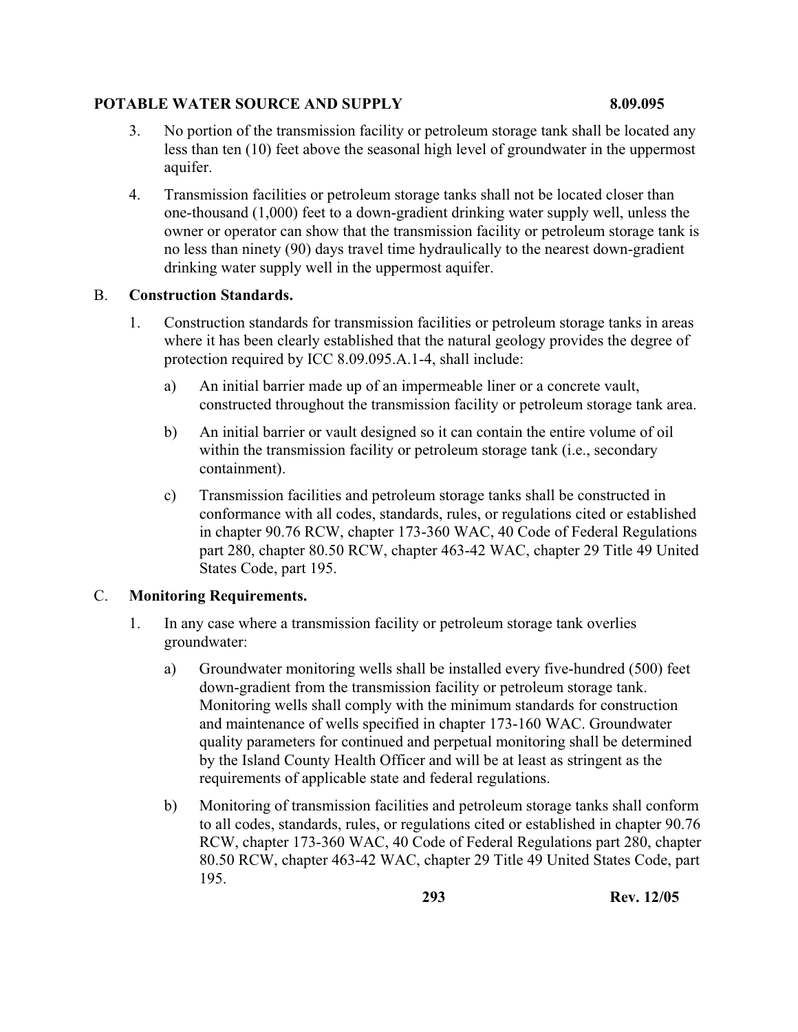3. No portion of the transmission facility or petroleum storage tank shall be located any less than ten (10) feet above the seasonal high level of groundwater in the uppermost aquifer.

4. Transmission facilities or petroleum storage tanks shall not be located closer than one-thousand (1,000) feet to a down-gradient drinking water supply well, unless the owner or operator can show that the transmission facility or petroleum storage tank is no less than ninety (90) days travel time hydraulically to the nearest down-gradient drinking water supply well in the uppermost aquifer.

B. **Construction Standards.**

1. Construction standards for transmission facilities or petroleum storage tanks in areas where it has been clearly established that the natural geology provides the degree of protection required by ICC 8.09.095.A.1-4, shall include:

   a) An initial barrier made up of an impermeable liner or a concrete vault, constructed throughout the transmission facility or petroleum storage tank area.

   b) An initial barrier or vault designed so it can contain the entire volume of oil within the transmission facility or petroleum storage tank (i.e., secondary containment).

   c) Transmission facilities and petroleum storage tanks shall be constructed in conformance with all codes, standards, rules, or regulations cited or established in chapter 90.76 RCW, chapter 173-360 WAC, 40 Code of Federal Regulations part 280, chapter 80.50 RCW, chapter 463-42 WAC, chapter 29 Title 49 United States Code, part 195.

C. **Monitoring Requirements.**

1. In any case where a transmission facility or petroleum storage tank overlies groundwater:

   a) Groundwater monitoring wells shall be installed every five-hundred (500) feet down-gradient from the transmission facility or petroleum storage tank. Monitoring wells shall comply with the minimum standards for construction and maintenance of wells specified in chapter 173-160 WAC. Groundwater quality parameters for continued and perpetual monitoring shall be determined by the Island County Health Officer and will be at least as stringent as the requirements of applicable state and federal regulations.

   b) Monitoring of transmission facilities and petroleum storage tanks shall conform to all codes, standards, rules, or regulations cited or established in chapter 90.76 RCW, chapter 173-360 WAC, 40 Code of Federal Regulations part 280, chapter 80.50 RCW, chapter 463-42 WAC, chapter 29 Title 49 United States Code, part 195.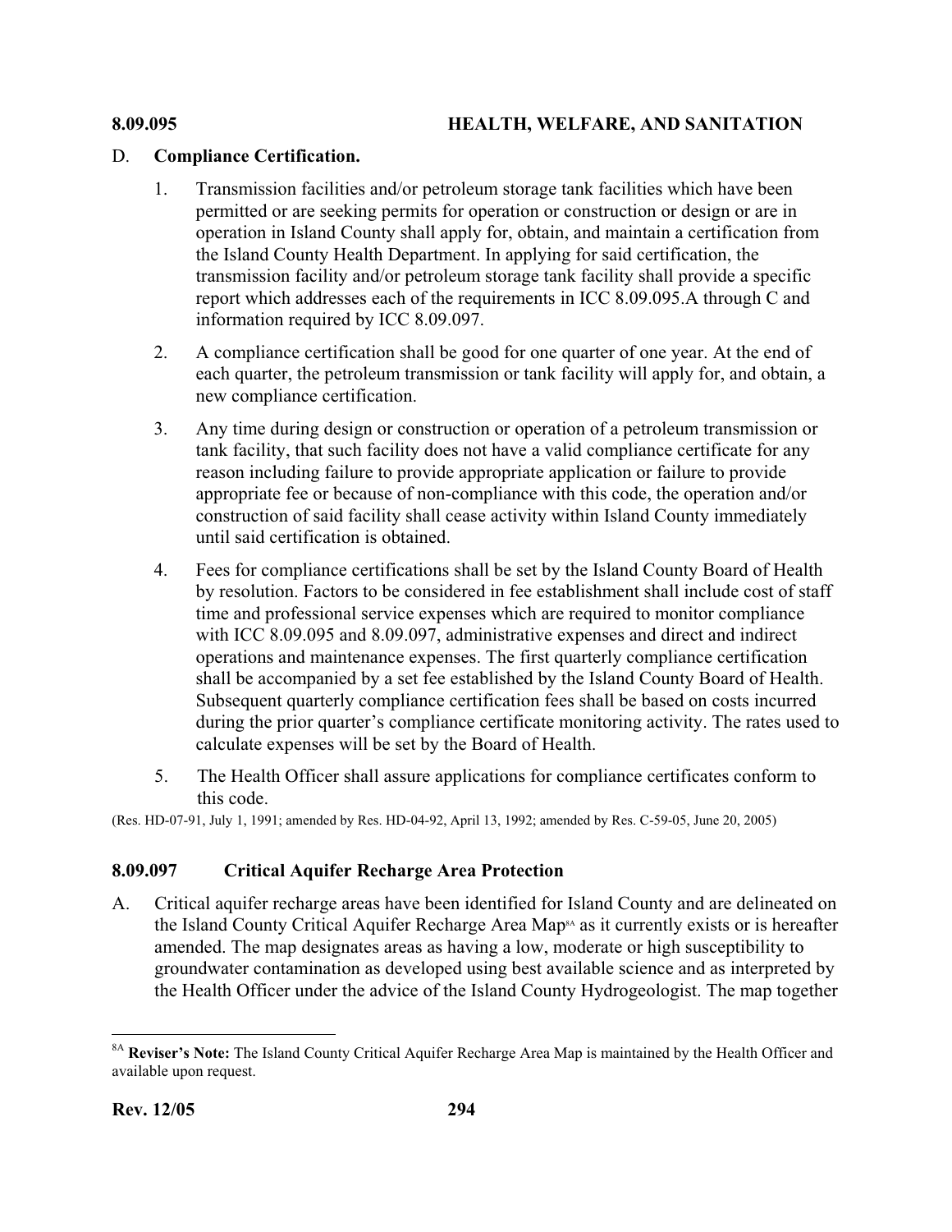D. **Compliance Certification.**

1. Transmission facilities and/or petroleum storage tank facilities which have been permitted or are seeking permits for operation or construction or design or are in operation in Island County shall apply for, obtain, and maintain a certification from the Island County Health Department. In applying for said certification, the transmission facility and/or petroleum storage tank facility shall provide a specific report which addresses each of the requirements in ICC 8.09.095.A through C and information required by ICC 8.09.097.

2. A compliance certification shall be good for one quarter of one year. At the end of each quarter, the petroleum transmission or tank facility will apply for, and obtain, a new compliance certification.

3. Any time during design or construction or operation of a petroleum transmission or tank facility, that such facility does not have a valid compliance certificate for any reason including failure to provide appropriate application or failure to provide appropriate fee or because of non-compliance with this code, the operation and/or construction of said facility shall cease activity within Island County immediately until said certification is obtained.

4. Fees for compliance certifications shall be set by the Island County Board of Health by resolution. Factors to be considered in fee establishment shall include cost of staff time and professional service expenses which are required to monitor compliance with ICC 8.09.095 and 8.09.097, administrative expenses and direct and indirect operations and maintenance expenses. The first quarterly compliance certification shall be accompanied by a set fee established by the Island County Board of Health. Subsequent quarterly compliance certification fees shall be based on costs incurred during the prior quarter's compliance certificate monitoring activity. The rates used to calculate expenses will be set by the Board of Health.

5. The Health Officer shall assure applications for compliance certificates conform to this code.

(Res. HD-07-91, July 1, 1991; amended by Res. HD-04-92, April 13, 1992; amended by Res. C-59-05, June 20, 2005)

## 8.09.097 Critical Aquifer Recharge Area Protection

A. Critical aquifer recharge areas have been identified for Island County and are delineated on the Island County Critical Aquifer Recharge Area Map[8A] as it currently exists or is hereafter amended. The map designates areas as having a low, moderate or high susceptibility to groundwater contamination as developed using best available science and as interpreted by the Health Officer under the advice of the Island County Hydrogeologist. The map together

[8A] **Reviser's Note:** The Island County Critical Aquifer Recharge Area Map is maintained by the Health Officer and available upon request.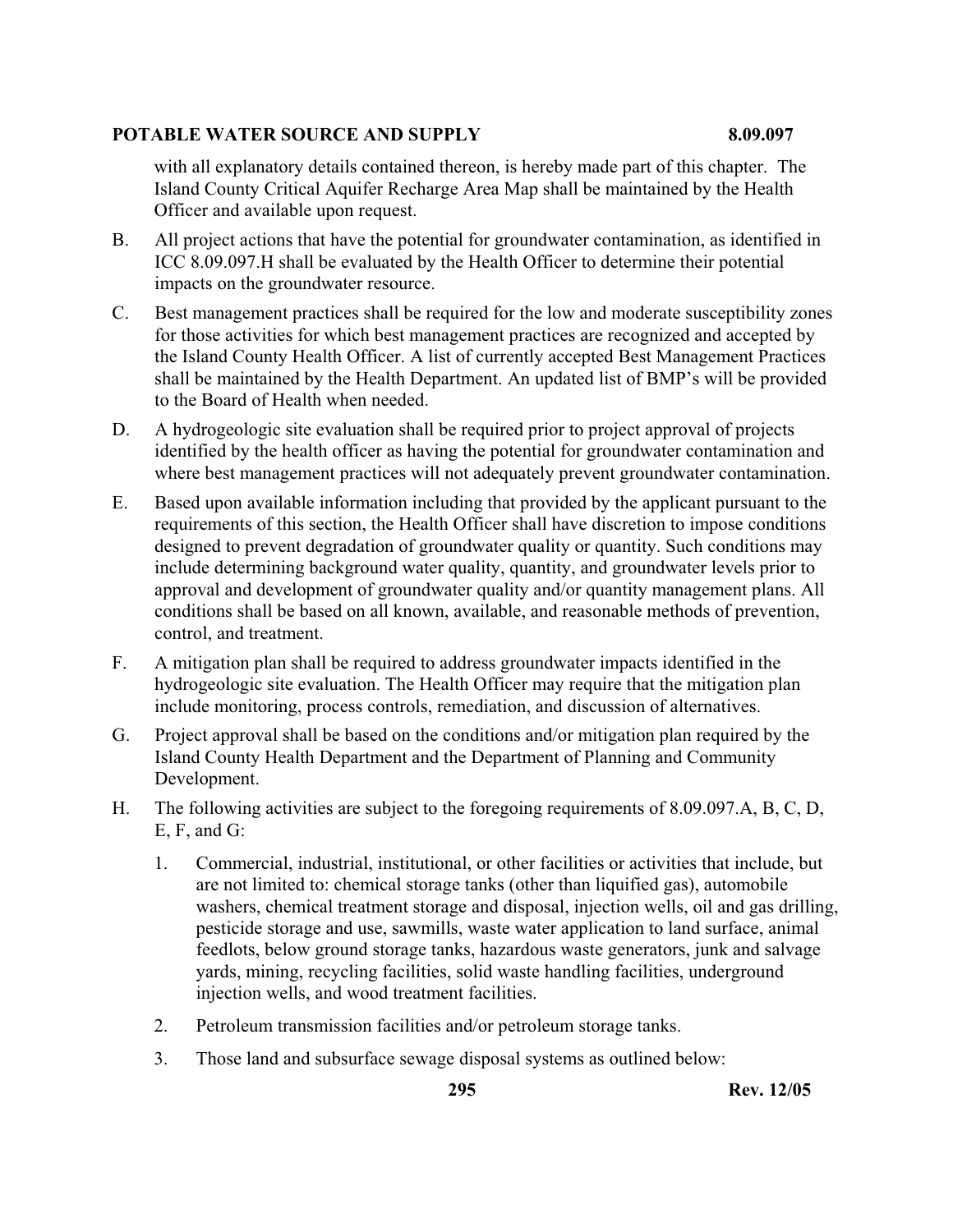with all explanatory details contained thereon, is hereby made part of this chapter. The Island County Critical Aquifer Recharge Area Map shall be maintained by the Health Officer and available upon request.

B. All project actions that have the potential for groundwater contamination, as identified in ICC 8.09.097.H shall be evaluated by the Health Officer to determine their potential impacts on the groundwater resource.

C. Best management practices shall be required for the low and moderate susceptibility zones for those activities for which best management practices are recognized and accepted by the Island County Health Officer. A list of currently accepted Best Management Practices shall be maintained by the Health Department. An updated list of BMP's will be provided to the Board of Health when needed.

D. A hydrogeologic site evaluation shall be required prior to project approval of projects identified by the health officer as having the potential for groundwater contamination and where best management practices will not adequately prevent groundwater contamination.

E. Based upon available information including that provided by the applicant pursuant to the requirements of this section, the Health Officer shall have discretion to impose conditions designed to prevent degradation of groundwater quality or quantity. Such conditions may include determining background water quality, quantity, and groundwater levels prior to approval and development of groundwater quality and/or quantity management plans. All conditions shall be based on all known, available, and reasonable methods of prevention, control, and treatment.

F. A mitigation plan shall be required to address groundwater impacts identified in the hydrogeologic site evaluation. The Health Officer may require that the mitigation plan include monitoring, process controls, remediation, and discussion of alternatives.

G. Project approval shall be based on the conditions and/or mitigation plan required by the Island County Health Department and the Department of Planning and Community Development.

H. The following activities are subject to the foregoing requirements of 8.09.097.A, B, C, D, E, F, and G:

   1. Commercial, industrial, institutional, or other facilities or activities that include, but are not limited to: chemical storage tanks (other than liquified gas), automobile washers, chemical treatment storage and disposal, injection wells, oil and gas drilling, pesticide storage and use, sawmills, waste water application to land surface, animal feedlots, below ground storage tanks, hazardous waste generators, junk and salvage yards, mining, recycling facilities, solid waste handling facilities, underground injection wells, and wood treatment facilities.

   2. Petroleum transmission facilities and/or petroleum storage tanks.

   3. Those land and subsurface sewage disposal systems as outlined below: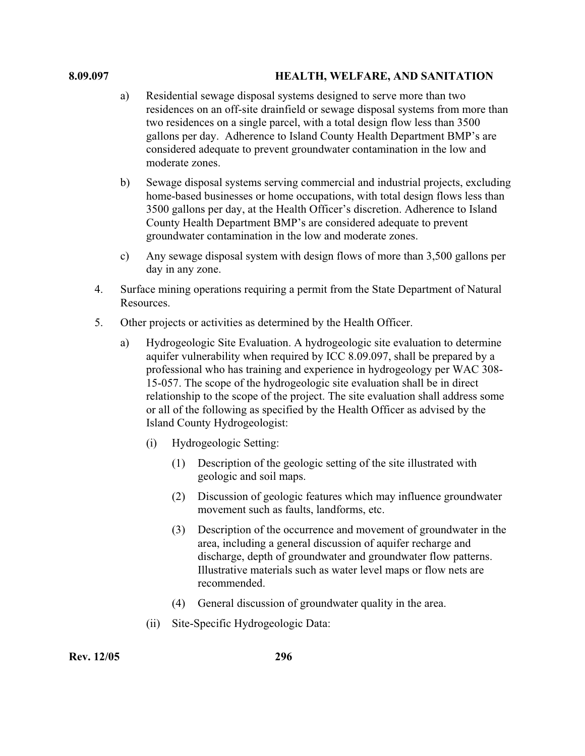a) Residential sewage disposal systems designed to serve more than two residences on an off-site drainfield or sewage disposal systems from more than two residences on a single parcel, with a total design flow less than 3500 gallons per day. Adherence to Island County Health Department BMP's are considered adequate to prevent groundwater contamination in the low and moderate zones.

b) Sewage disposal systems serving commercial and industrial projects, excluding home-based businesses or home occupations, with total design flows less than 3500 gallons per day, at the Health Officer's discretion. Adherence to Island County Health Department BMP's are considered adequate to prevent groundwater contamination in the low and moderate zones.

c) Any sewage disposal system with design flows of more than 3,500 gallons per day in any zone.

4. Surface mining operations requiring a permit from the State Department of Natural Resources.

5. Other projects or activities as determined by the Health Officer.

   a) Hydrogeologic Site Evaluation. A hydrogeologic site evaluation to determine aquifer vulnerability when required by ICC 8.09.097, shall be prepared by a professional who has training and experience in hydrogeology per WAC 308-15-057. The scope of the hydrogeologic site evaluation shall be in direct relationship to the scope of the project. The site evaluation shall address some or all of the following as specified by the Health Officer as advised by the Island County Hydrogeologist:

      (i) Hydrogeologic Setting:

         (1) Description of the geologic setting of the site illustrated with geologic and soil maps.

         (2) Discussion of geologic features which may influence groundwater movement such as faults, landforms, etc.

         (3) Description of the occurrence and movement of groundwater in the area, including a general discussion of aquifer recharge and discharge, depth of groundwater and groundwater flow patterns. Illustrative materials such as water level maps or flow nets are recommended.

         (4) General discussion of groundwater quality in the area.

      (ii) Site-Specific Hydrogeologic Data: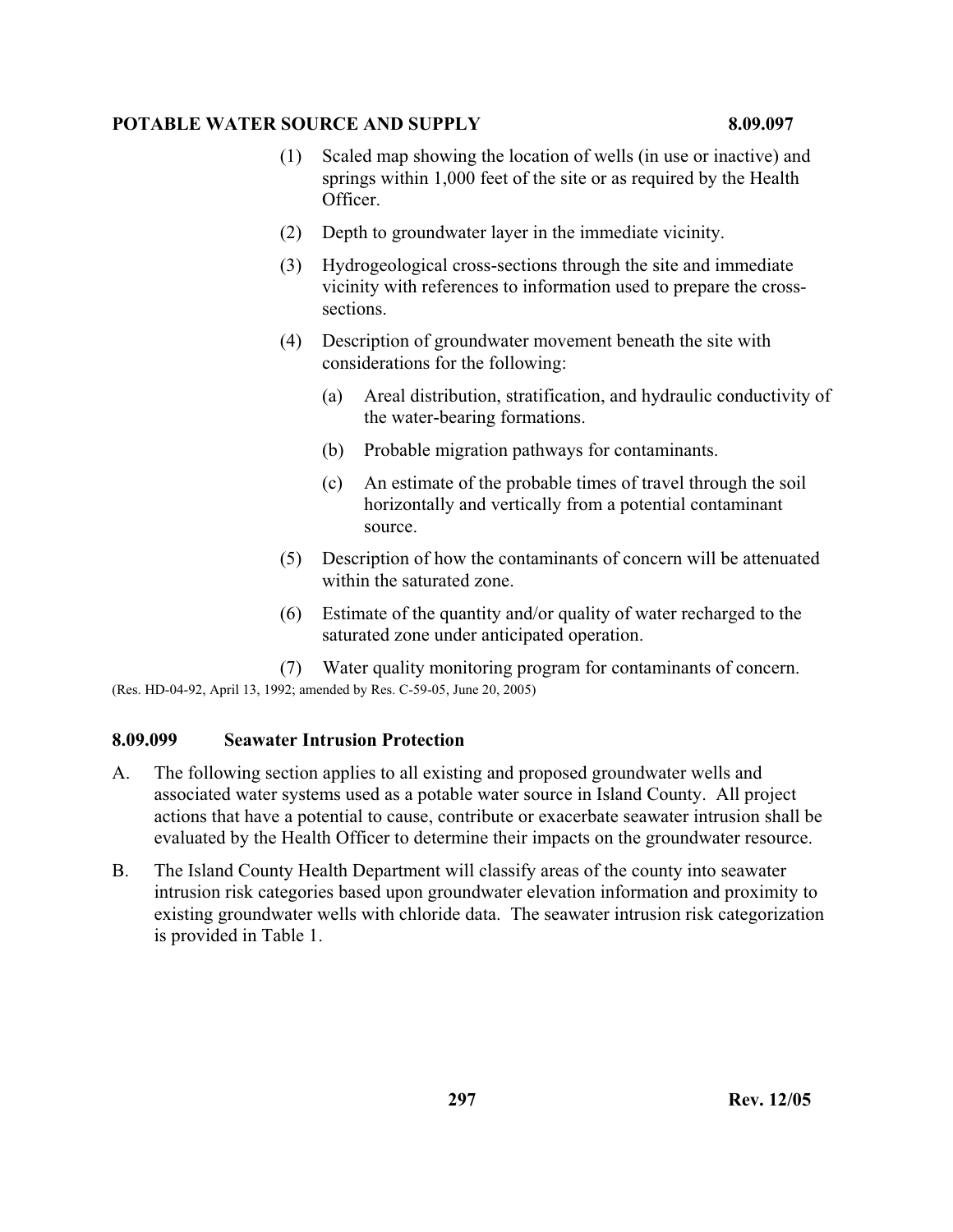(1) Scaled map showing the location of wells (in use or inactive) and springs within 1,000 feet of the site or as required by the Health Officer.

(2) Depth to groundwater layer in the immediate vicinity.

(3) Hydrogeological cross-sections through the site and immediate vicinity with references to information used to prepare the cross-sections.

(4) Description of groundwater movement beneath the site with considerations for the following:

   (a) Areal distribution, stratification, and hydraulic conductivity of the water-bearing formations.

   (b) Probable migration pathways for contaminants.

   (c) An estimate of the probable times of travel through the soil horizontally and vertically from a potential contaminant source.

(5) Description of how the contaminants of concern will be attenuated within the saturated zone.

(6) Estimate of the quantity and/or quality of water recharged to the saturated zone under anticipated operation.

(7) Water quality monitoring program for contaminants of concern.

(Res. HD-04-92, April 13, 1992; amended by Res. C-59-05, June 20, 2005)

### 8.09.099 Seawater Intrusion Protection

A. The following section applies to all existing and proposed groundwater wells and associated water systems used as a potable water source in Island County. All project actions that have a potential to cause, contribute or exacerbate seawater intrusion shall be evaluated by the Health Officer to determine their impacts on the groundwater resource.

B. The Island County Health Department will classify areas of the county into seawater intrusion risk categories based upon groundwater elevation information and proximity to existing groundwater wells with chloride data. The seawater intrusion risk categorization is provided in Table 1.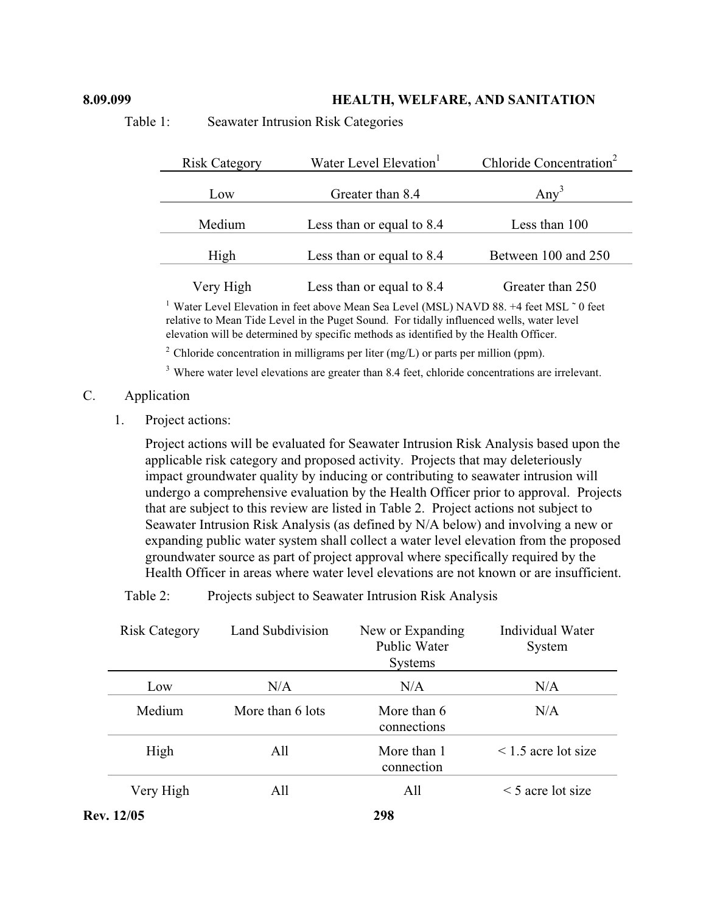Table 1: Seawater Intrusion Risk Categories

| Risk Category | Water Level Elevation[1] | Chloride Concentration[2] |
|---|---|---|
| Low | Greater than 8.4 | Any[3] |
| Medium | Less than or equal to 8.4 | Less than 100 |
| High | Less than or equal to 8.4 | Between 100 and 250 |
| Very High | Less than or equal to 8.4 | Greater than 250 |

[1] Water Level Elevation in feet above Mean Sea Level (MSL) NAVD 88. +4 feet MSL ˜ 0 feet relative to Mean Tide Level in the Puget Sound. For tidally influenced wells, water level elevation will be determined by specific methods as identified by the Health Officer.

[2] Chloride concentration in milligrams per liter (mg/L) or parts per million (ppm).

[3] Where water level elevations are greater than 8.4 feet, chloride concentrations are irrelevant.

C. Application

1. Project actions:

   Project actions will be evaluated for Seawater Intrusion Risk Analysis based upon the applicable risk category and proposed activity. Projects that may deleteriously impact groundwater quality by inducing or contributing to seawater intrusion will undergo a comprehensive evaluation by the Health Officer prior to approval. Projects that are subject to this review are listed in Table 2. Project actions not subject to Seawater Intrusion Risk Analysis (as defined by N/A below) and involving a new or expanding public water system shall collect a water level elevation from the proposed groundwater source as part of project approval where specifically required by the Health Officer in areas where water level elevations are not known or are insufficient.

Table 2: Projects subject to Seawater Intrusion Risk Analysis

| Risk Category | Land Subdivision | New or Expanding Public Water Systems | Individual Water System |
|---|---|---|---|
| Low | N/A | N/A | N/A |
| Medium | More than 6 lots | More than 6 connections | N/A |
| High | All | More than 1 connection | < 1.5 acre lot size |
| Very High | All | All | < 5 acre lot size |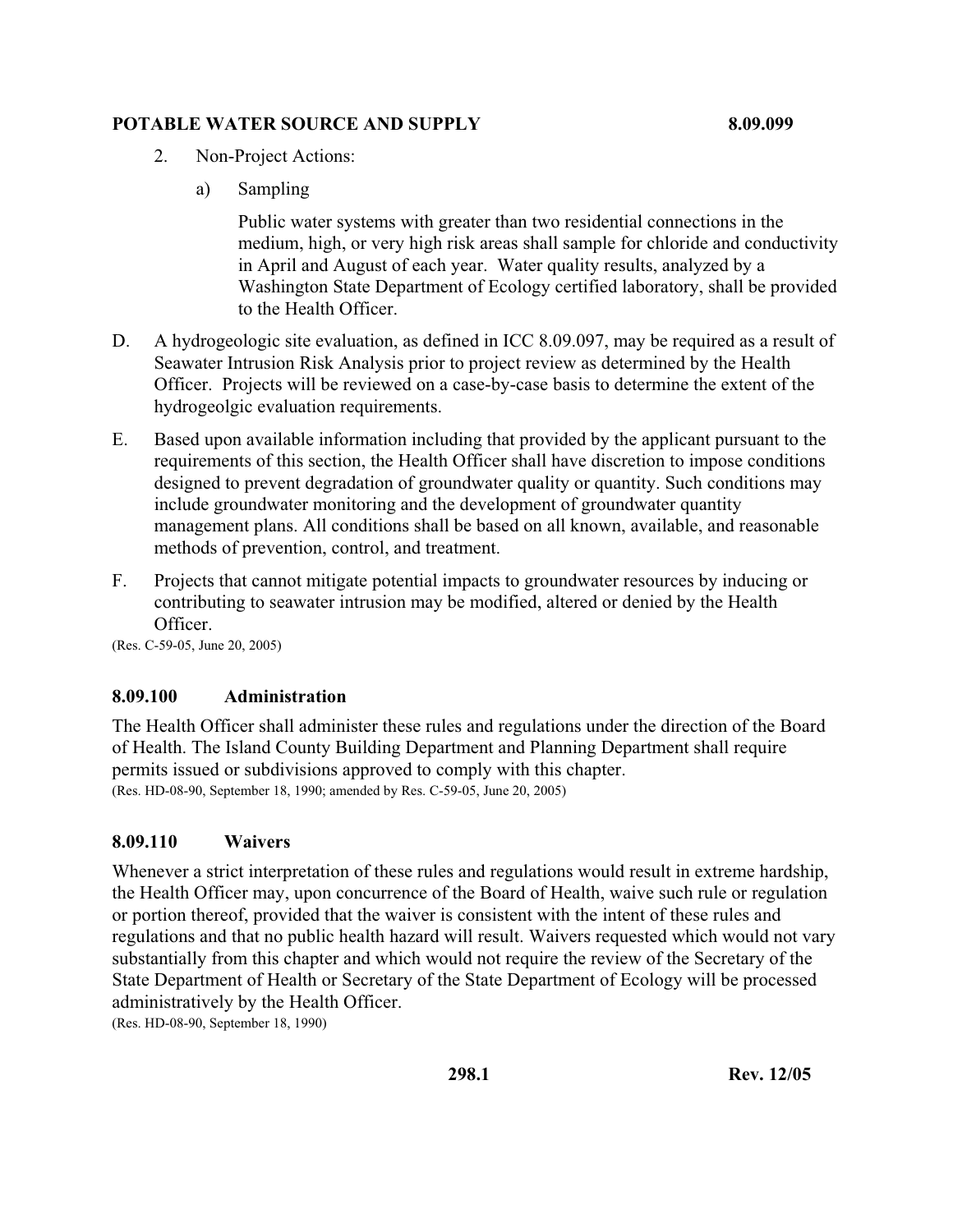2. Non-Project Actions:

   a) Sampling

      Public water systems with greater than two residential connections in the medium, high, or very high risk areas shall sample for chloride and conductivity in April and August of each year. Water quality results, analyzed by a Washington State Department of Ecology certified laboratory, shall be provided to the Health Officer.

D. A hydrogeologic site evaluation, as defined in ICC 8.09.097, may be required as a result of Seawater Intrusion Risk Analysis prior to project review as determined by the Health Officer. Projects will be reviewed on a case-by-case basis to determine the extent of the hydrogeolgic evaluation requirements.

E. Based upon available information including that provided by the applicant pursuant to the requirements of this section, the Health Officer shall have discretion to impose conditions designed to prevent degradation of groundwater quality or quantity. Such conditions may include groundwater monitoring and the development of groundwater quantity management plans. All conditions shall be based on all known, available, and reasonable methods of prevention, control, and treatment.

F. Projects that cannot mitigate potential impacts to groundwater resources by inducing or contributing to seawater intrusion may be modified, altered or denied by the Health Officer.

(Res. C-59-05, June 20, 2005)

### 8.09.100 Administration

The Health Officer shall administer these rules and regulations under the direction of the Board of Health. The Island County Building Department and Planning Department shall require permits issued or subdivisions approved to comply with this chapter.

(Res. HD-08-90, September 18, 1990; amended by Res. C-59-05, June 20, 2005)

### 8.09.110 Waivers

Whenever a strict interpretation of these rules and regulations would result in extreme hardship, the Health Officer may, upon concurrence of the Board of Health, waive such rule or regulation or portion thereof, provided that the waiver is consistent with the intent of these rules and regulations and that no public health hazard will result. Waivers requested which would not vary substantially from this chapter and which would not require the review of the Secretary of the State Department of Health or Secretary of the State Department of Ecology will be processed administratively by the Health Officer.

(Res. HD-08-90, September 18, 1990)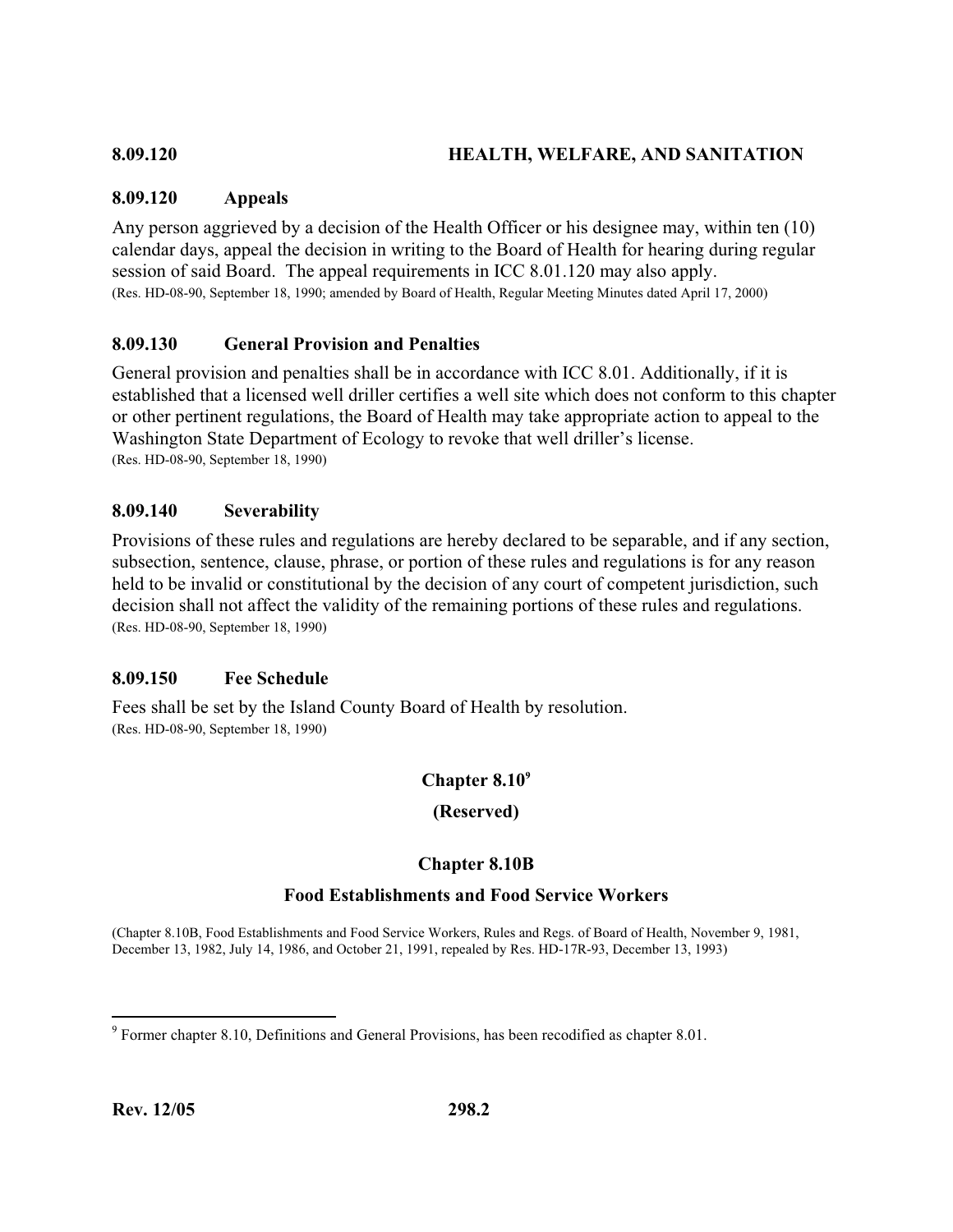### 8.09.120 Appeals

Any person aggrieved by a decision of the Health Officer or his designee may, within ten (10) calendar days, appeal the decision in writing to the Board of Health for hearing during regular session of said Board. The appeal requirements in ICC 8.01.120 may also apply.
(Res. HD-08-90, September 18, 1990; amended by Board of Health, Regular Meeting Minutes dated April 17, 2000)

### 8.09.130 General Provision and Penalties

General provision and penalties shall be in accordance with ICC 8.01. Additionally, if it is established that a licensed well driller certifies a well site which does not conform to this chapter or other pertinent regulations, the Board of Health may take appropriate action to appeal to the Washington State Department of Ecology to revoke that well driller's license.
(Res. HD-08-90, September 18, 1990)

### 8.09.140 Severability

Provisions of these rules and regulations are hereby declared to be separable, and if any section, subsection, sentence, clause, phrase, or portion of these rules and regulations is for any reason held to be invalid or constitutional by the decision of any court of competent jurisdiction, such decision shall not affect the validity of the remaining portions of these rules and regulations.
(Res. HD-08-90, September 18, 1990)

### 8.09.150 Fee Schedule

Fees shall be set by the Island County Board of Health by resolution.
(Res. HD-08-90, September 18, 1990)

## Chapter 8.10[9]

**(Reserved)**

## Chapter 8.10B

**Food Establishments and Food Service Workers**

(Chapter 8.10B, Food Establishments and Food Service Workers, Rules and Regs. of Board of Health, November 9, 1981, December 13, 1982, July 14, 1986, and October 21, 1991, repealed by Res. HD-17R-93, December 13, 1993)

---

[9] Former chapter 8.10, Definitions and General Provisions, has been recodified as chapter 8.01.